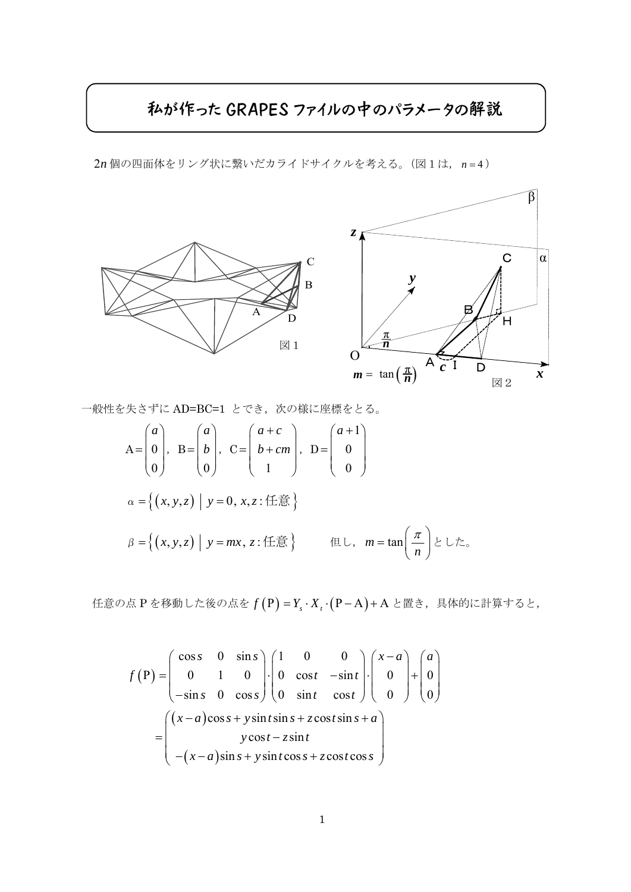# 私が作ったGRAPESファイルの中のパラメータの解説

$2n$ 個の四面体をリング状に繋いだカライドサイクルを考える。（図１は，$n=4$）

図１

図２

一般性を失さずに AD=BC=1 とでき，次の様に座標をとる。

$$
\mathrm{A}=\begin{pmatrix} a \\ 0 \\ 0 \end{pmatrix},\ \mathrm{B}=\begin{pmatrix} a \\ b \\ 0 \end{pmatrix},\ \mathrm{C}=\begin{pmatrix} a+c \\ b+cm \\ 1 \end{pmatrix},\ \mathrm{D}=\begin{pmatrix} a+1 \\ 0 \\ 0 \end{pmatrix}
$$

$$
\alpha=\left\{ (x,y,z) \mid y=0,\, x,z:\text{任意} \right\}
$$

$$
\beta=\left\{ (x,y,z) \mid y=mx,\, z:\text{任意} \right\} \qquad \text{但し，} m=\tan\left(\frac{\pi}{n}\right) \text{とした。}
$$

任意の点 P を移動した後の点を $f(\mathrm{P})=Y_s\cdot X_t\cdot(\mathrm{P}-\mathrm{A})+\mathrm{A}$ と置き，具体的に計算すると，

$$
f(\mathrm{P})=\begin{pmatrix} \cos s & 0 & \sin s \\ 0 & 1 & 0 \\ -\sin s & 0 & \cos s \end{pmatrix}\cdot\begin{pmatrix} 1 & 0 & 0 \\ 0 & \cos t & -\sin t \\ 0 & \sin t & \cos t \end{pmatrix}\cdot\begin{pmatrix} x-a \\ 0 \\ 0 \end{pmatrix}+\begin{pmatrix} a \\ 0 \\ 0 \end{pmatrix}
$$

$$
=\begin{pmatrix} (x-a)\cos s+y\sin t\sin s+z\cos t\sin s+a \\ y\cos t-z\sin t \\ -(x-a)\sin s+y\sin t\cos s+z\cos t\cos s \end{pmatrix}
$$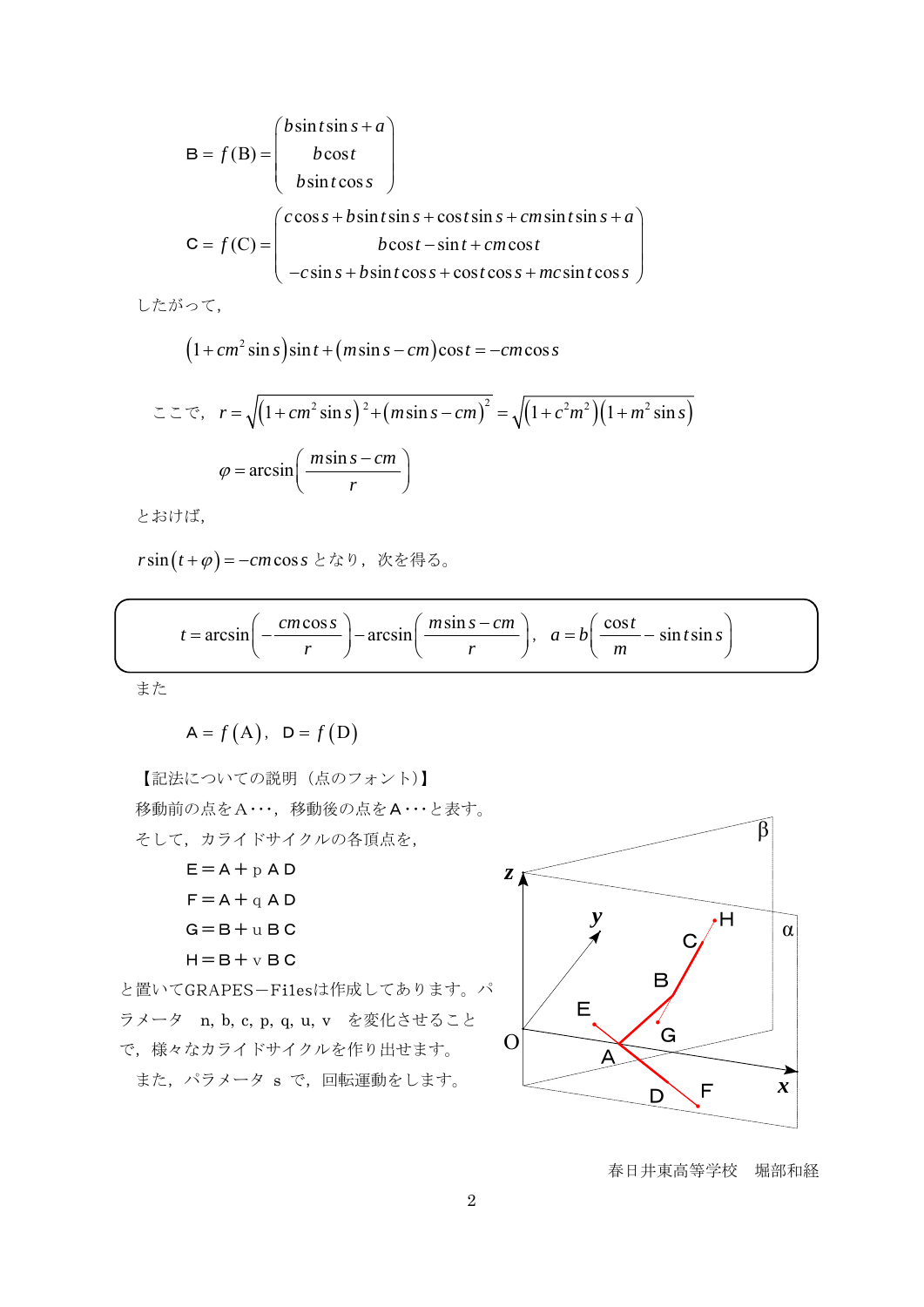$$\mathsf{B} = f(\mathrm{B}) = \begin{pmatrix} b\sin t \sin s + a \\ b\cos t \\ b\sin t \cos s \end{pmatrix}$$

$$\mathsf{C} = f(\mathrm{C}) = \begin{pmatrix} c\cos s + b\sin t \sin s + \cos t \sin s + cm\sin t \sin s + a \\ b\cos t - \sin t + cm\cos t \\ -c\sin s + b\sin t \cos s + \cos t \cos s + mc\sin t \cos s \end{pmatrix}$$

したがって,

$$\left(1 + cm^2 \sin s\right)\sin t + \left(m\sin s - cm\right)\cos t = -cm\cos s$$

ここで, $r = \sqrt{\left(1 + cm^2 \sin s\right)^2 + \left(m\sin s - cm\right)^2} = \sqrt{\left(1 + c^2m^2\right)\left(1 + m^2 \sin s\right)}$

$$\varphi = \arcsin\left(\frac{m\sin s - cm}{r}\right)$$

とおけば,

$r\sin\left(t + \varphi\right) = -cm\cos s$ となり,次を得る。

$$t = \arcsin\left(-\frac{cm\cos s}{r}\right) - \arcsin\left(\frac{m\sin s - cm}{r}\right), \quad a = b\left(\frac{\cos t}{m} - \sin t \sin s\right)$$

また

$$\mathsf{A} = f(\mathrm{A}), \quad \mathsf{D} = f(\mathrm{D})$$

【記法についての説明(点のフォント)】

移動前の点をA・・・,移動後の点を**A**・・・と表す。

そして,カライドサイクルの各頂点を,

**E**=**A**+p**A****D**

**F**=**A**+q**A****D**

**G**=**B**+u**B****C**

**H**=**B**+v**B****C**

と置いてGRAPES−Filesは作成してあります。パラメータ n, b, c, p, q, u, v を変化させることで,様々なカライドサイクルを作り出せます。

また,パラメータ s で,回転運動をします。

β
α
z
y
x
O
H
C
B
E
G
A
D
F

春日井東高等学校 堀部和経